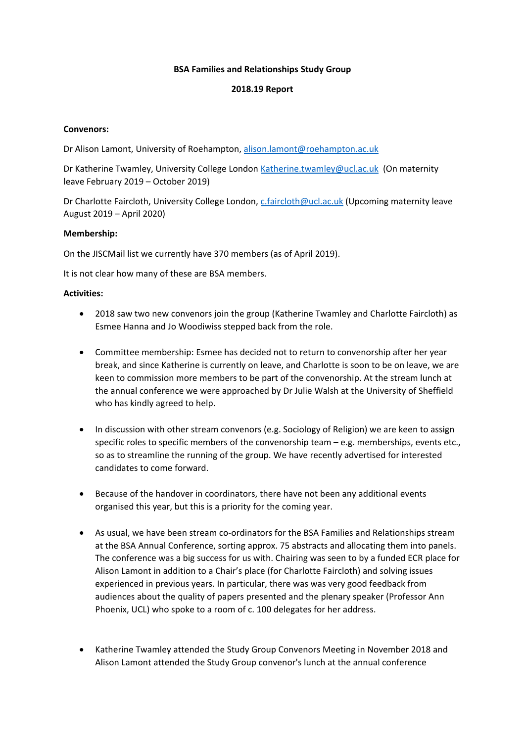**BSA Families and Relationships Study Group**

**2018.19 Report**

**Convenors:**

Dr Alison Lamont, University of Roehampton, alison.lamont@roehampton.ac.uk

Dr Katherine Twamley, University College London Katherine.twamley@ucl.ac.uk (On maternity leave February 2019 – October 2019)

Dr Charlotte Faircloth, University College London, c.faircloth@ucl.ac.uk (Upcoming maternity leave August 2019 – April 2020)

**Membership:**

On the JISCMail list we currently have 370 members (as of April 2019).

It is not clear how many of these are BSA members.

**Activities:**

- 2018 saw two new convenors join the group (Katherine Twamley and Charlotte Faircloth) as Esmee Hanna and Jo Woodiwiss stepped back from the role.

- Committee membership: Esmee has decided not to return to convenorship after her year break, and since Katherine is currently on leave, and Charlotte is soon to be on leave, we are keen to commission more members to be part of the convenorship. At the stream lunch at the annual conference we were approached by Dr Julie Walsh at the University of Sheffield who has kindly agreed to help.

- In discussion with other stream convenors (e.g. Sociology of Religion) we are keen to assign specific roles to specific members of the convenorship team – e.g. memberships, events etc., so as to streamline the running of the group. We have recently advertised for interested candidates to come forward.

- Because of the handover in coordinators, there have not been any additional events organised this year, but this is a priority for the coming year.

- As usual, we have been stream co-ordinators for the BSA Families and Relationships stream at the BSA Annual Conference, sorting approx. 75 abstracts and allocating them into panels. The conference was a big success for us with. Chairing was seen to by a funded ECR place for Alison Lamont in addition to a Chair's place (for Charlotte Faircloth) and solving issues experienced in previous years. In particular, there was was very good feedback from audiences about the quality of papers presented and the plenary speaker (Professor Ann Phoenix, UCL) who spoke to a room of c. 100 delegates for her address.

- Katherine Twamley attended the Study Group Convenors Meeting in November 2018 and Alison Lamont attended the Study Group convenor's lunch at the annual conference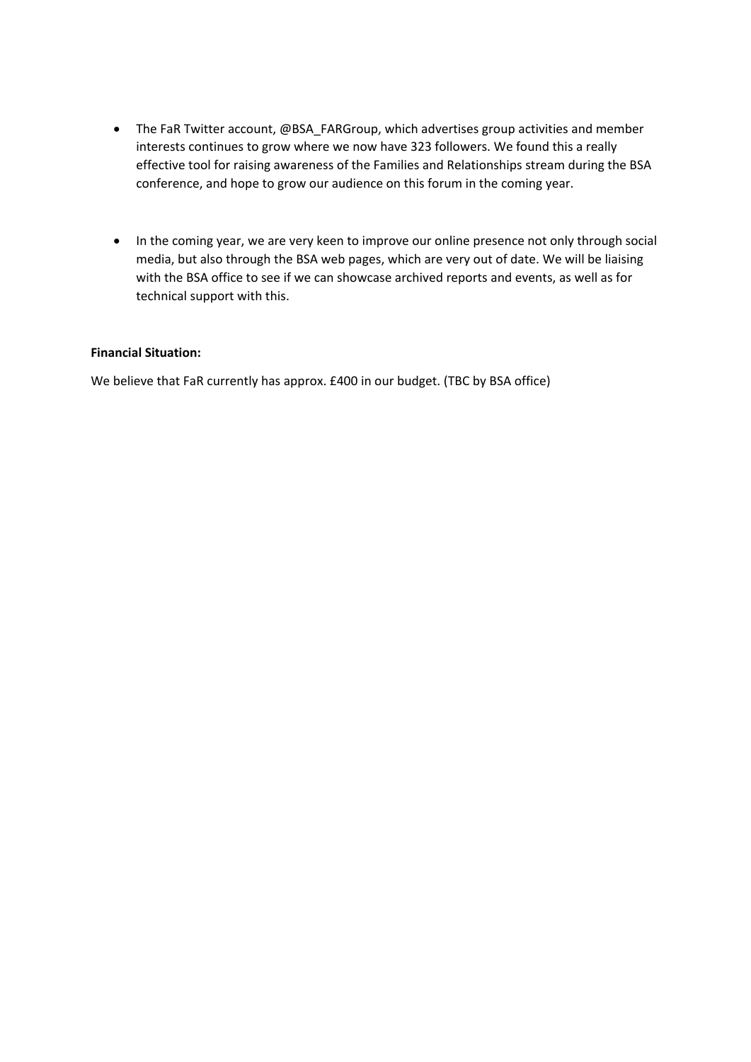- The FaR Twitter account, @BSA_FARGroup, which advertises group activities and member interests continues to grow where we now have 323 followers. We found this a really effective tool for raising awareness of the Families and Relationships stream during the BSA conference, and hope to grow our audience on this forum in the coming year.

- In the coming year, we are very keen to improve our online presence not only through social media, but also through the BSA web pages, which are very out of date. We will be liaising with the BSA office to see if we can showcase archived reports and events, as well as for technical support with this.

**Financial Situation:**

We believe that FaR currently has approx. £400 in our budget. (TBC by BSA office)